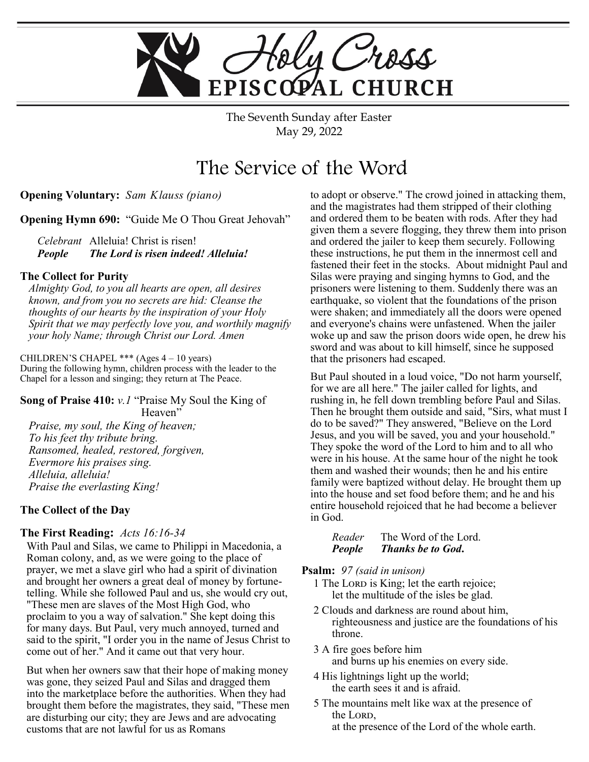# Holy Cross EPISCOPAL CHURCH

The Seventh Sunday after Easter
May 29, 2022

## The Service of the Word

**Opening Voluntary:** *Sam Klauss (piano)*

**Opening Hymn 690:** "Guide Me O Thou Great Jehovah"

*Celebrant* Alleluia! Christ is risen!
***People*** ***The Lord is risen indeed! Alleluia!***

**The Collect for Purity**

*Almighty God, to you all hearts are open, all desires known, and from you no secrets are hid: Cleanse the thoughts of our hearts by the inspiration of your Holy Spirit that we may perfectly love you, and worthily magnify your holy Name; through Christ our Lord. Amen*

CHILDREN'S CHAPEL *** (Ages 4 – 10 years)
During the following hymn, children process with the leader to the Chapel for a lesson and singing; they return at The Peace.

**Song of Praise 410:** *v.1* "Praise My Soul the King of Heaven"

*Praise, my soul, the King of heaven;*
*To his feet thy tribute bring.*
*Ransomed, healed, restored, forgiven,*
*Evermore his praises sing.*
*Alleluia, alleluia!*
*Praise the everlasting King!*

**The Collect of the Day**

**The First Reading:** *Acts 16:16-34*

With Paul and Silas, we came to Philippi in Macedonia, a Roman colony, and, as we were going to the place of prayer, we met a slave girl who had a spirit of divination and brought her owners a great deal of money by fortune-telling. While she followed Paul and us, she would cry out, "These men are slaves of the Most High God, who proclaim to you a way of salvation." She kept doing this for many days. But Paul, very much annoyed, turned and said to the spirit, "I order you in the name of Jesus Christ to come out of her." And it came out that very hour.

But when her owners saw that their hope of making money was gone, they seized Paul and Silas and dragged them into the marketplace before the authorities. When they had brought them before the magistrates, they said, "These men are disturbing our city; they are Jews and are advocating customs that are not lawful for us as Romans to adopt or observe." The crowd joined in attacking them, and the magistrates had them stripped of their clothing and ordered them to be beaten with rods. After they had given them a severe flogging, they threw them into prison and ordered the jailer to keep them securely. Following these instructions, he put them in the innermost cell and fastened their feet in the stocks. About midnight Paul and Silas were praying and singing hymns to God, and the prisoners were listening to them. Suddenly there was an earthquake, so violent that the foundations of the prison were shaken; and immediately all the doors were opened and everyone's chains were unfastened. When the jailer woke up and saw the prison doors wide open, he drew his sword and was about to kill himself, since he supposed that the prisoners had escaped.

But Paul shouted in a loud voice, "Do not harm yourself, for we are all here." The jailer called for lights, and rushing in, he fell down trembling before Paul and Silas. Then he brought them outside and said, "Sirs, what must I do to be saved?" They answered, "Believe on the Lord Jesus, and you will be saved, you and your household." They spoke the word of the Lord to him and to all who were in his house. At the same hour of the night he took them and washed their wounds; then he and his entire family were baptized without delay. He brought them up into the house and set food before them; and he and his entire household rejoiced that he had become a believer in God.

*Reader* The Word of the Lord.
***People*** ***Thanks be to God.***

**Psalm:** *97 (said in unison)*

1 The LORD is King; let the earth rejoice;
  let the multitude of the isles be glad.

2 Clouds and darkness are round about him,
  righteousness and justice are the foundations of his throne.

3 A fire goes before him
  and burns up his enemies on every side.

4 His lightnings light up the world;
  the earth sees it and is afraid.

5 The mountains melt like wax at the presence of the LORD,
  at the presence of the Lord of the whole earth.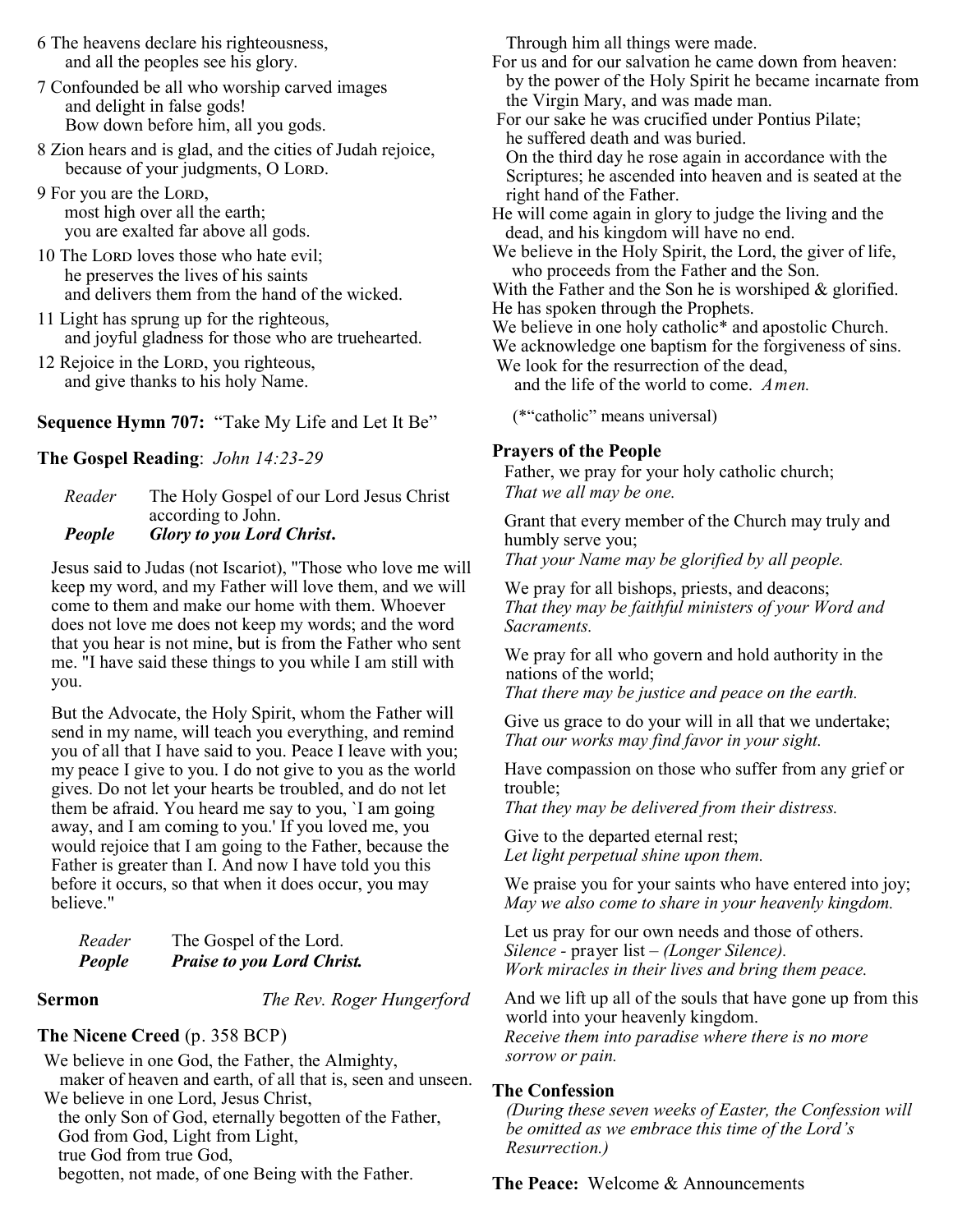6 The heavens declare his righteousness,
and all the peoples see his glory.

7 Confounded be all who worship carved images
and delight in false gods!
Bow down before him, all you gods.

8 Zion hears and is glad, and the cities of Judah rejoice,
because of your judgments, O LORD.

9 For you are the LORD,
most high over all the earth;
you are exalted far above all gods.

10 The LORD loves those who hate evil;
he preserves the lives of his saints
and delivers them from the hand of the wicked.

11 Light has sprung up for the righteous,
and joyful gladness for those who are truehearted.

12 Rejoice in the LORD, you righteous,
and give thanks to his holy Name.

**Sequence Hymn 707:** "Take My Life and Let It Be"

**The Gospel Reading**: *John 14:23-29*

*Reader* The Holy Gospel of our Lord Jesus Christ according to John.
***People*** ***Glory to you Lord Christ.***

Jesus said to Judas (not Iscariot), "Those who love me will keep my word, and my Father will love them, and we will come to them and make our home with them. Whoever does not love me does not keep my words; and the word that you hear is not mine, but is from the Father who sent me. "I have said these things to you while I am still with you.

But the Advocate, the Holy Spirit, whom the Father will send in my name, will teach you everything, and remind you of all that I have said to you. Peace I leave with you; my peace I give to you. I do not give to you as the world gives. Do not let your hearts be troubled, and do not let them be afraid. You heard me say to you, `I am going away, and I am coming to you.' If you loved me, you would rejoice that I am going to the Father, because the Father is greater than I. And now I have told you this before it occurs, so that when it does occur, you may believe."

*Reader* The Gospel of the Lord.
***People*** ***Praise to you Lord Christ.***

**Sermon** *The Rev. Roger Hungerford*

**The Nicene Creed** (p. 358 BCP)

We believe in one God, the Father, the Almighty,
maker of heaven and earth, of all that is, seen and unseen.
We believe in one Lord, Jesus Christ,
the only Son of God, eternally begotten of the Father,
God from God, Light from Light,
true God from true God,
begotten, not made, of one Being with the Father.
Through him all things were made.
For us and for our salvation he came down from heaven:
by the power of the Holy Spirit he became incarnate from the Virgin Mary, and was made man.
For our sake he was crucified under Pontius Pilate;
he suffered death and was buried.
On the third day he rose again in accordance with the Scriptures; he ascended into heaven and is seated at the right hand of the Father.
He will come again in glory to judge the living and the dead, and his kingdom will have no end.
We believe in the Holy Spirit, the Lord, the giver of life,
who proceeds from the Father and the Son.
With the Father and the Son he is worshiped & glorified.
He has spoken through the Prophets.
We believe in one holy catholic* and apostolic Church.
We acknowledge one baptism for the forgiveness of sins.
We look for the resurrection of the dead,
and the life of the world to come. *Amen.*

(*"catholic" means universal)

**Prayers of the People**

Father, we pray for your holy catholic church;
*That we all may be one.*

Grant that every member of the Church may truly and humbly serve you;
*That your Name may be glorified by all people.*

We pray for all bishops, priests, and deacons;
*That they may be faithful ministers of your Word and Sacraments.*

We pray for all who govern and hold authority in the nations of the world;
*That there may be justice and peace on the earth.*

Give us grace to do your will in all that we undertake;
*That our works may find favor in your sight.*

Have compassion on those who suffer from any grief or trouble;
*That they may be delivered from their distress.*

Give to the departed eternal rest;
*Let light perpetual shine upon them.*

We praise you for your saints who have entered into joy;
*May we also come to share in your heavenly kingdom.*

Let us pray for our own needs and those of others.
*Silence* - prayer list – *(Longer Silence).*
*Work miracles in their lives and bring them peace.*

And we lift up all of the souls that have gone up from this world into your heavenly kingdom.
*Receive them into paradise where there is no more sorrow or pain.*

**The Confession**

*(During these seven weeks of Easter, the Confession will be omitted as we embrace this time of the Lord's Resurrection.)*

**The Peace:** Welcome & Announcements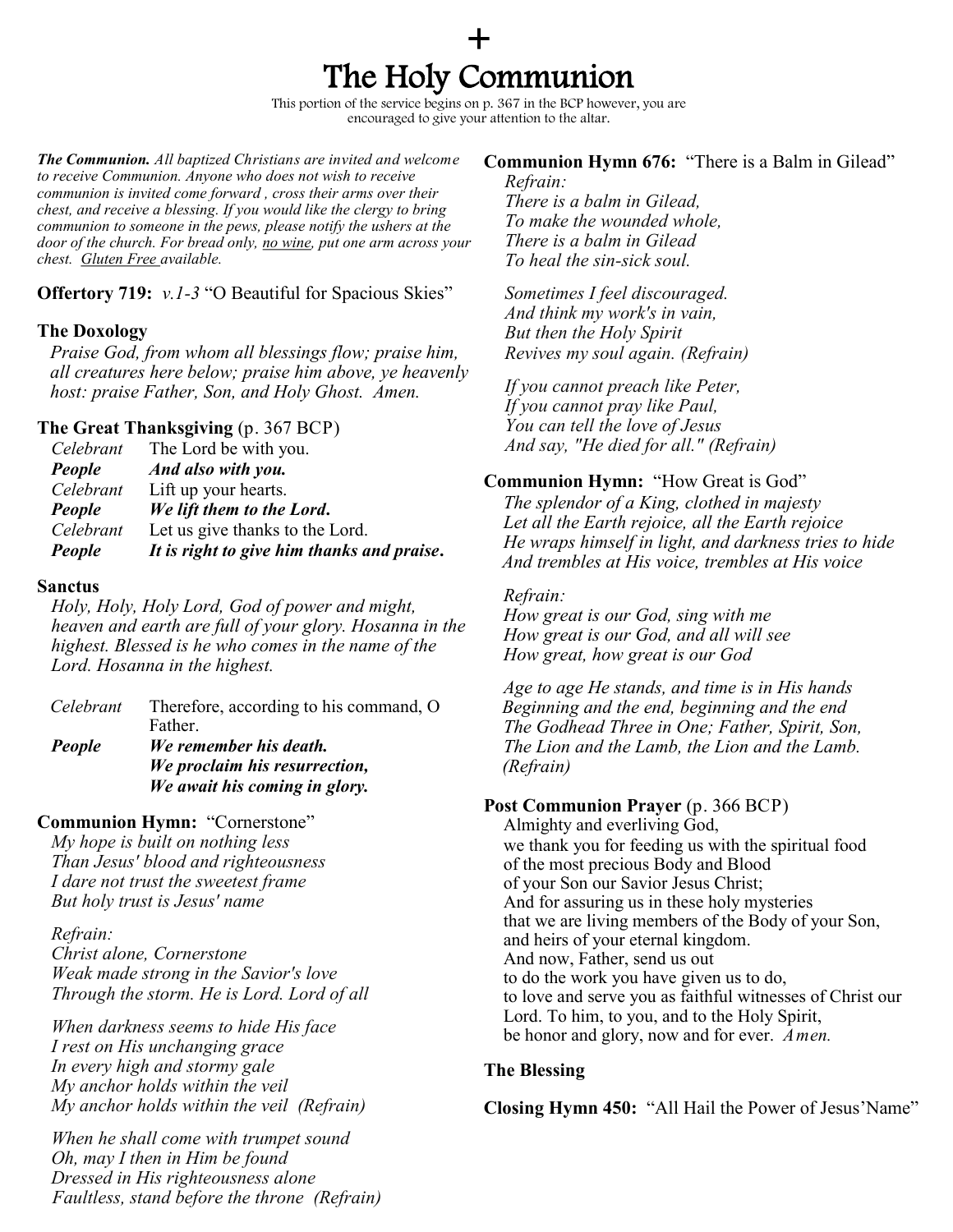# +
# The Holy Communion

This portion of the service begins on p. 367 in the BCP however, you are encouraged to give your attention to the altar.

***The Communion.*** *All baptized Christians are invited and welcome to receive Communion. Anyone who does not wish to receive communion is invited come forward , cross their arms over their chest, and receive a blessing. If you would like the clergy to bring communion to someone in the pews, please notify the ushers at the door of the church. For bread only, no wine, put one arm across your chest. Gluten Free available.*

**Offertory 719:** *v.1-3* "O Beautiful for Spacious Skies"

**The Doxology**

*Praise God, from whom all blessings flow; praise him, all creatures here below; praise him above, ye heavenly host: praise Father, Son, and Holy Ghost. Amen.*

**The Great Thanksgiving** (p. 367 BCP)

*Celebrant* The Lord be with you.
***People*** ***And also with you.***
*Celebrant* Lift up your hearts.
***People*** ***We lift them to the Lord.***
*Celebrant* Let us give thanks to the Lord.
***People*** ***It is right to give him thanks and praise.***

**Sanctus**

*Holy, Holy, Holy Lord, God of power and might, heaven and earth are full of your glory. Hosanna in the highest. Blessed is he who comes in the name of the Lord. Hosanna in the highest.*

*Celebrant* Therefore, according to his command, O Father.
***People*** ***We remember his death.***
***We proclaim his resurrection,***
***We await his coming in glory.***

**Communion Hymn:** "Cornerstone"

*My hope is built on nothing less*
*Than Jesus' blood and righteousness*
*I dare not trust the sweetest frame*
*But holy trust is Jesus' name*

*Refrain:*
*Christ alone, Cornerstone*
*Weak made strong in the Savior's love*
*Through the storm. He is Lord. Lord of all*

*When darkness seems to hide His face*
*I rest on His unchanging grace*
*In every high and stormy gale*
*My anchor holds within the veil*
*My anchor holds within the veil (Refrain)*

*When he shall come with trumpet sound*
*Oh, may I then in Him be found*
*Dressed in His righteousness alone*
*Faultless, stand before the throne (Refrain)*

**Communion Hymn 676:** "There is a Balm in Gilead"

*Refrain:*
*There is a balm in Gilead,*
*To make the wounded whole,*
*There is a balm in Gilead*
*To heal the sin-sick soul.*

*Sometimes I feel discouraged.*
*And think my work's in vain,*
*But then the Holy Spirit*
*Revives my soul again. (Refrain)*

*If you cannot preach like Peter,*
*If you cannot pray like Paul,*
*You can tell the love of Jesus*
*And say, "He died for all." (Refrain)*

**Communion Hymn:** "How Great is God"

*The splendor of a King, clothed in majesty*
*Let all the Earth rejoice, all the Earth rejoice*
*He wraps himself in light, and darkness tries to hide*
*And trembles at His voice, trembles at His voice*

*Refrain:*
*How great is our God, sing with me*
*How great is our God, and all will see*
*How great, how great is our God*

*Age to age He stands, and time is in His hands*
*Beginning and the end, beginning and the end*
*The Godhead Three in One; Father, Spirit, Son,*
*The Lion and the Lamb, the Lion and the Lamb.*
*(Refrain)*

**Post Communion Prayer** (p. 366 BCP)

Almighty and everliving God,
we thank you for feeding us with the spiritual food
of the most precious Body and Blood
of your Son our Savior Jesus Christ;
And for assuring us in these holy mysteries
that we are living members of the Body of your Son,
and heirs of your eternal kingdom.
And now, Father, send us out
to do the work you have given us to do,
to love and serve you as faithful witnesses of Christ our Lord. To him, to you, and to the Holy Spirit,
be honor and glory, now and for ever. *Amen.*

**The Blessing**

**Closing Hymn 450:** "All Hail the Power of Jesus'Name"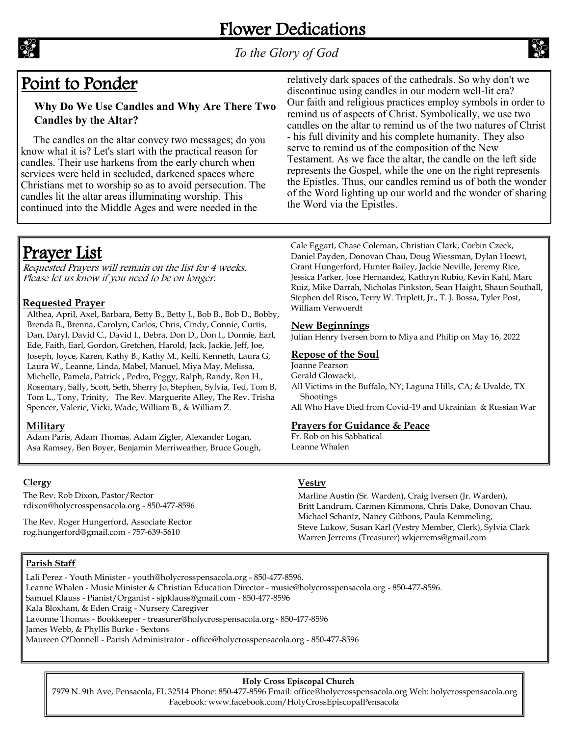# Flower Dedications

*To the Glory of God*

## Point to Ponder

**Why Do We Use Candles and Why Are There Two Candles by the Altar?**

The candles on the altar convey two messages; do you know what it is? Let's start with the practical reason for candles. Their use harkens from the early church when services were held in secluded, darkened spaces where Christians met to worship so as to avoid persecution. The candles lit the altar areas illuminating worship. This continued into the Middle Ages and were needed in the relatively dark spaces of the cathedrals. So why don't we discontinue using candles in our modern well-lit era? Our faith and religious practices employ symbols in order to remind us of aspects of Christ. Symbolically, we use two candles on the altar to remind us of the two natures of Christ - his full divinity and his complete humanity. They also serve to remind us of the composition of the New Testament. As we face the altar, the candle on the left side represents the Gospel, while the one on the right represents the Epistles. Thus, our candles remind us of both the wonder of the Word lighting up our world and the wonder of sharing the Word via the Epistles.

## Prayer List

*Requested Prayers will remain on the list for 4 weeks. Please let us know if you need to be on longer.*

### Requested Prayer

Althea, April, Axel, Barbara, Betty B., Betty J., Bob B., Bob D., Bobby, Brenda B., Brenna, Carolyn, Carlos, Chris, Cindy, Connie, Curtis, Dan, Daryl, David C., David I., Debra, Don D., Don I., Donnie, Earl, Ede, Faith, Earl, Gordon, Gretchen, Harold, Jack, Jackie, Jeff, Joe, Joseph, Joyce, Karen, Kathy B., Kathy M., Kelli, Kenneth, Laura G, Laura W., Leanne, Linda, Mabel, Manuel, Miya May, Melissa, Michelle, Pamela, Patrick , Pedro, Peggy, Ralph, Randy, Ron H., Rosemary, Sally, Scott, Seth, Sherry Jo, Stephen, Sylvia, Ted, Tom B, Tom L., Tony, Trinity, The Rev. Marguerite Alley, The Rev. Trisha Spencer, Valerie, Vicki, Wade, William B., & William Z.

### Military

Adam Paris, Adam Thomas, Adam Zigler, Alexander Logan, Asa Ramsey, Ben Boyer, Benjamin Merriweather, Bruce Gough, Cale Eggart, Chase Coleman, Christian Clark, Corbin Czeck, Daniel Payden, Donovan Chau, Doug Wiessman, Dylan Hoewt, Grant Hungerford, Hunter Bailey, Jackie Neville, Jeremy Rice, Jessica Parker, Jose Hernandez, Kathryn Rubio, Kevin Kahl, Marc Ruiz, Mike Darrah, Nicholas Pinkston, Sean Haight, Shaun Southall, Stephen del Risco, Terry W. Triplett, Jr., T. J. Bossa, Tyler Post, William Verwoerdt

### New Beginnings

Julian Henry Iversen born to Miya and Philip on May 16, 2022

### Repose of the Soul

Joanne Pearson
Gerald Glowacki,
All Victims in the Buffalo, NY; Laguna Hills, CA; & Uvalde, TX Shootings
All Who Have Died from Covid-19 and Ukrainian & Russian War

### Prayers for Guidance & Peace

Fr. Rob on his Sabbatical
Leanne Whalen

### Clergy

The Rev. Rob Dixon, Pastor/Rector
rdixon@holycrosspensacola.org - 850-477-8596

The Rev. Roger Hungerford, Associate Rector
rog.hungerford@gmail.com - 757-639-5610

### Vestry

Marline Austin (Sr. Warden), Craig Iversen (Jr. Warden), Britt Landrum, Carmen Kimmons, Chris Dake, Donovan Chau, Michael Schantz, Nancy Gibbons, Paula Kemmeling, Steve Lukow, Susan Karl (Vestry Member, Clerk), Sylvia Clark
Warren Jerrems (Treasurer) wkjerrems@gmail.com

### Parish Staff

Lali Perez - Youth Minister - youth@holycrosspensacola.org - 850-477-8596.
Leanne Whalen - Music Minister & Christian Education Director - music@holycrosspensacola.org - 850-477-8596.
Samuel Klauss - Pianist/Organist - sjpklauss@gmail.com - 850-477-8596
Kala Bloxham, & Eden Craig - Nursery Caregiver
Lavonne Thomas - Bookkeeper - treasurer@holycrosspensacola.org - 850-477-8596
James Webb, & Phyllis Burke - Sextons
Maureen O'Donnell - Parish Administrator - office@holycrosspensacola.org - 850-477-8596

**Holy Cross Episcopal Church**
7979 N. 9th Ave, Pensacola, FL 32514 Phone: 850-477-8596 Email: office@holycrosspensacola.org Web: holycrosspensacola.org
Facebook: www.facebook.com/HolyCrossEpiscopalPensacola